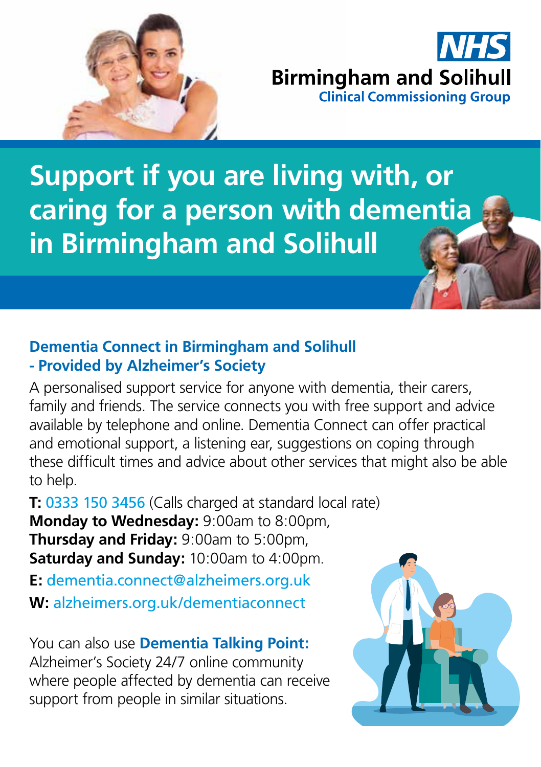NHS Birmingham and Solihull Clinical Commissioning Group

# Support if you are living with, or caring for a person with dementia in Birmingham and Solihull

## Dementia Connect in Birmingham and Solihull - Provided by Alzheimer's Society

A personalised support service for anyone with dementia, their carers, family and friends. The service connects you with free support and advice available by telephone and online. Dementia Connect can offer practical and emotional support, a listening ear, suggestions on coping through these difficult times and advice about other services that might also be able to help.

**T:** 0333 150 3456 (Calls charged at standard local rate)
**Monday to Wednesday:** 9:00am to 8:00pm,
**Thursday and Friday:** 9:00am to 5:00pm,
**Saturday and Sunday:** 10:00am to 4:00pm.

**E:** dementia.connect@alzheimers.org.uk

**W:** alzheimers.org.uk/dementiaconnect

You can also use **Dementia Talking Point:** Alzheimer's Society 24/7 online community where people affected by dementia can receive support from people in similar situations.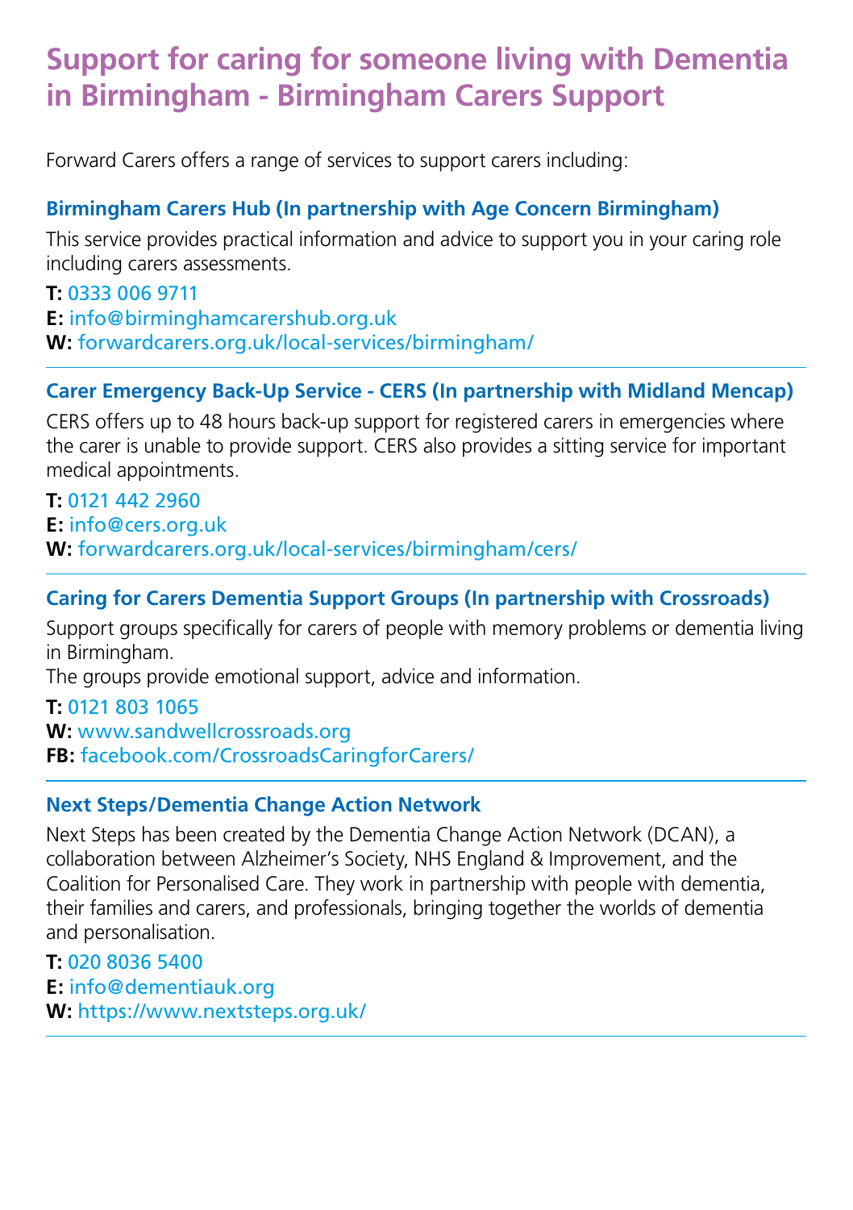# Support for caring for someone living with Dementia in Birmingham - Birmingham Carers Support

Forward Carers offers a range of services to support carers including:

### Birmingham Carers Hub (In partnership with Age Concern Birmingham)

This service provides practical information and advice to support you in your caring role including carers assessments.

**T:** 0333 006 9711
**E:** info@birminghamcarershub.org.uk
**W:** forwardcarers.org.uk/local-services/birmingham/

---

### Carer Emergency Back-Up Service - CERS (In partnership with Midland Mencap)

CERS offers up to 48 hours back-up support for registered carers in emergencies where the carer is unable to provide support. CERS also provides a sitting service for important medical appointments.

**T:** 0121 442 2960
**E:** info@cers.org.uk
**W:** forwardcarers.org.uk/local-services/birmingham/cers/

---

### Caring for Carers Dementia Support Groups (In partnership with Crossroads)

Support groups specifically for carers of people with memory problems or dementia living in Birmingham.
The groups provide emotional support, advice and information.

**T:** 0121 803 1065
**W:** www.sandwellcrossroads.org
**FB:** facebook.com/CrossroadsCaringforCarers/

---

### Next Steps/Dementia Change Action Network

Next Steps has been created by the Dementia Change Action Network (DCAN), a collaboration between Alzheimer's Society, NHS England & Improvement, and the Coalition for Personalised Care. They work in partnership with people with dementia, their families and carers, and professionals, bringing together the worlds of dementia and personalisation.

**T:** 020 8036 5400
**E:** info@dementiauk.org
**W:** https://www.nextsteps.org.uk/

---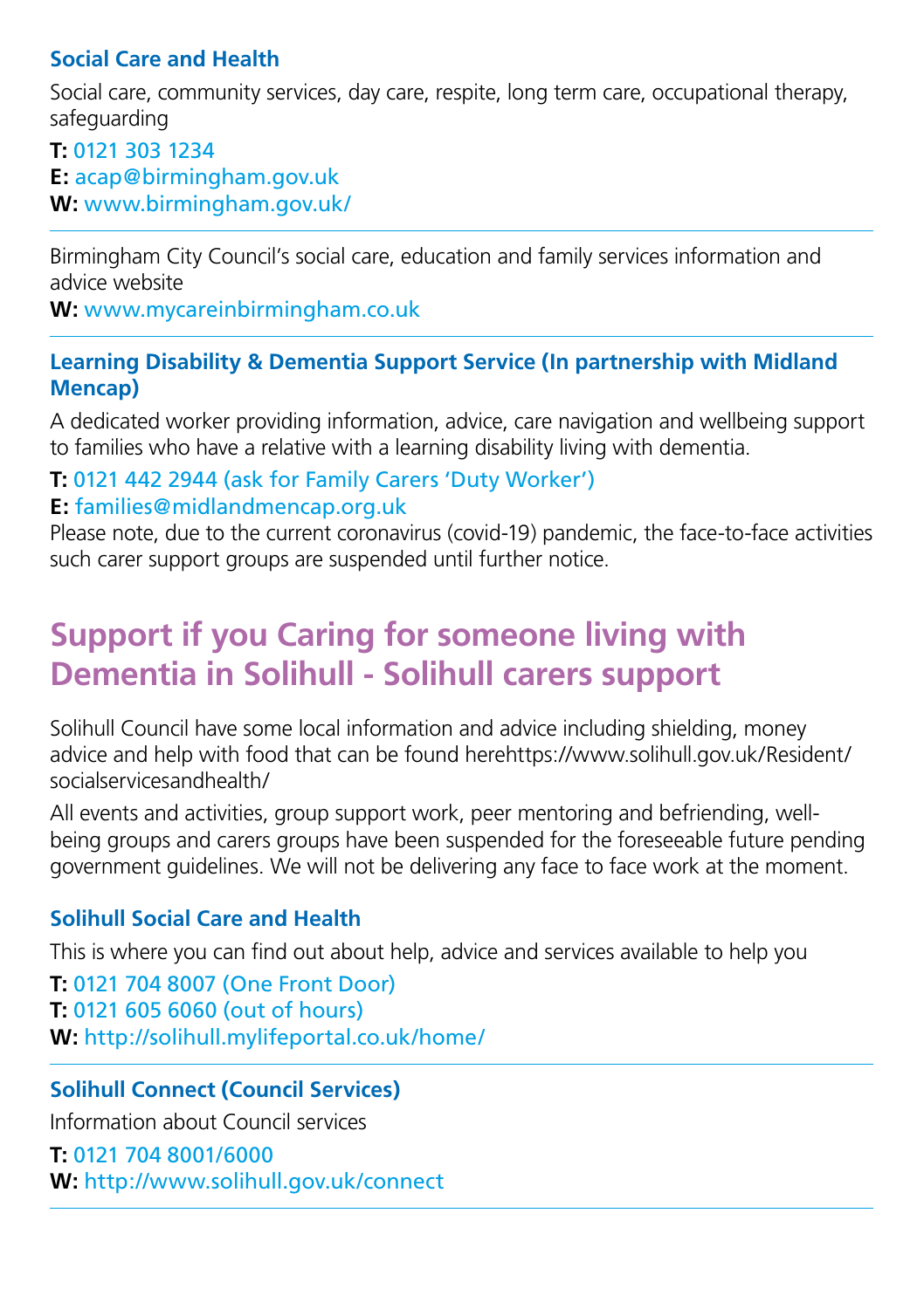### Social Care and Health

Social care, community services, day care, respite, long term care, occupational therapy, safeguarding

**T:** 0121 303 1234
**E:** acap@birmingham.gov.uk
**W:** www.birmingham.gov.uk/

---

Birmingham City Council's social care, education and family services information and advice website
**W:** www.mycareinbirmingham.co.uk

---

### Learning Disability & Dementia Support Service (In partnership with Midland Mencap)

A dedicated worker providing information, advice, care navigation and wellbeing support to families who have a relative with a learning disability living with dementia.

**T:** 0121 442 2944 (ask for Family Carers 'Duty Worker')
**E:** families@midlandmencap.org.uk
Please note, due to the current coronavirus (covid-19) pandemic, the face-to-face activities such carer support groups are suspended until further notice.

## Support if you Caring for someone living with Dementia in Solihull - Solihull carers support

Solihull Council have some local information and advice including shielding, money advice and help with food that can be found herehttps://www.solihull.gov.uk/Resident/socialservicesandhealth/

All events and activities, group support work, peer mentoring and befriending, well-being groups and carers groups have been suspended for the foreseeable future pending government guidelines. We will not be delivering any face to face work at the moment.

### Solihull Social Care and Health

This is where you can find out about help, advice and services available to help you

**T:** 0121 704 8007 (One Front Door)
**T:** 0121 605 6060 (out of hours)
**W:** http://solihull.mylifeportal.co.uk/home/

---

### Solihull Connect (Council Services)

Information about Council services

**T:** 0121 704 8001/6000
**W:** http://www.solihull.gov.uk/connect

---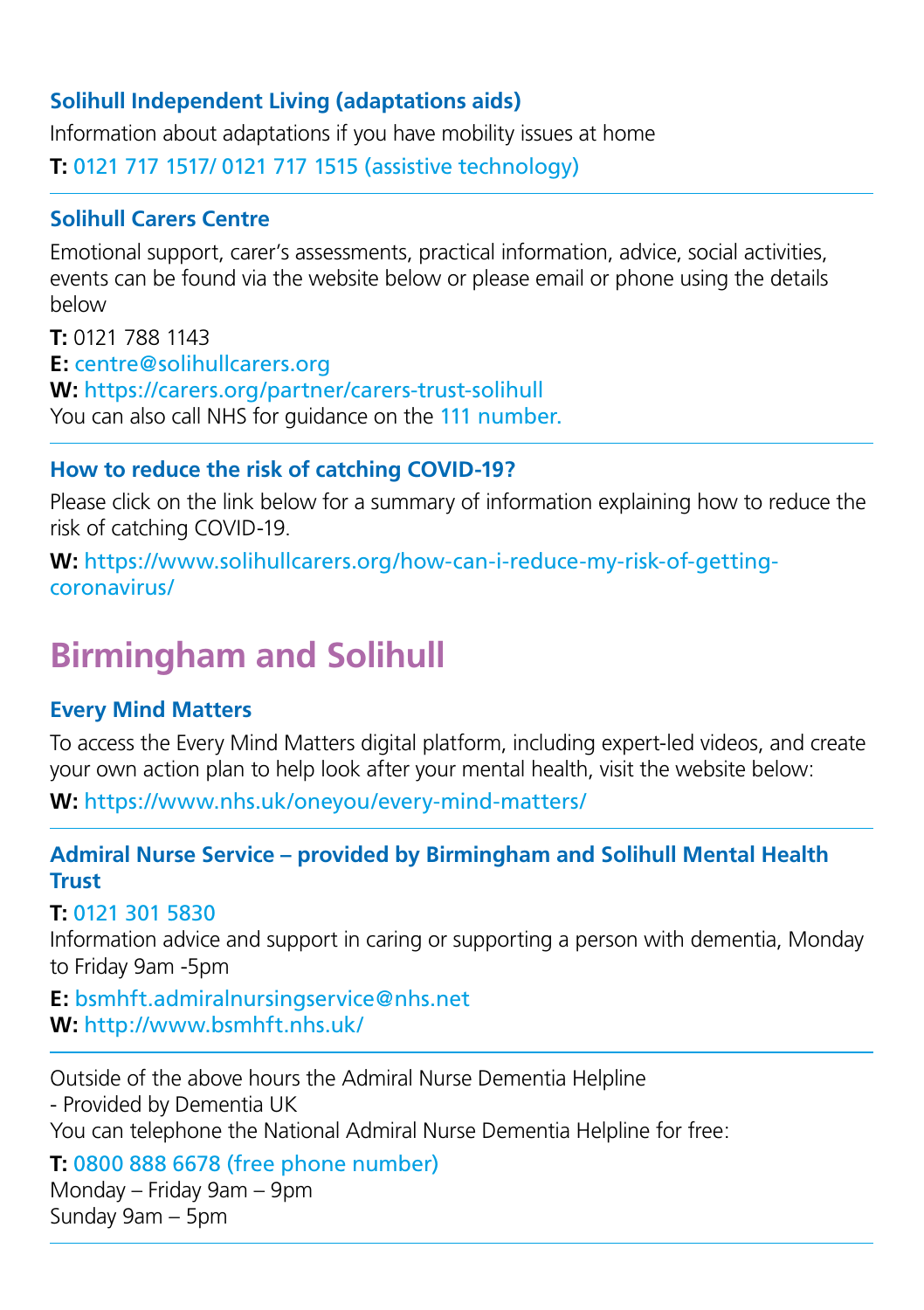### Solihull Independent Living (adaptations aids)

Information about adaptations if you have mobility issues at home

**T:** 0121 717 1517/ 0121 717 1515 (assistive technology)

---

### Solihull Carers Centre

Emotional support, carer's assessments, practical information, advice, social activities, events can be found via the website below or please email or phone using the details below

**T:** 0121 788 1143
**E:** centre@solihullcarers.org
**W:** https://carers.org/partner/carers-trust-solihull
You can also call NHS for guidance on the 111 number.

---

### How to reduce the risk of catching COVID-19?

Please click on the link below for a summary of information explaining how to reduce the risk of catching COVID-19.

**W:** https://www.solihullcarers.org/how-can-i-reduce-my-risk-of-getting-coronavirus/

## Birmingham and Solihull

### Every Mind Matters

To access the Every Mind Matters digital platform, including expert-led videos, and create your own action plan to help look after your mental health, visit the website below:

**W:** https://www.nhs.uk/oneyou/every-mind-matters/

---

### Admiral Nurse Service – provided by Birmingham and Solihull Mental Health Trust

**T:** 0121 301 5830
Information advice and support in caring or supporting a person with dementia, Monday to Friday 9am -5pm

**E:** bsmhft.admiralnursingservice@nhs.net
**W:** http://www.bsmhft.nhs.uk/

---

Outside of the above hours the Admiral Nurse Dementia Helpline
- Provided by Dementia UK
You can telephone the National Admiral Nurse Dementia Helpline for free:

**T:** 0800 888 6678 (free phone number)
Monday – Friday 9am – 9pm
Sunday 9am – 5pm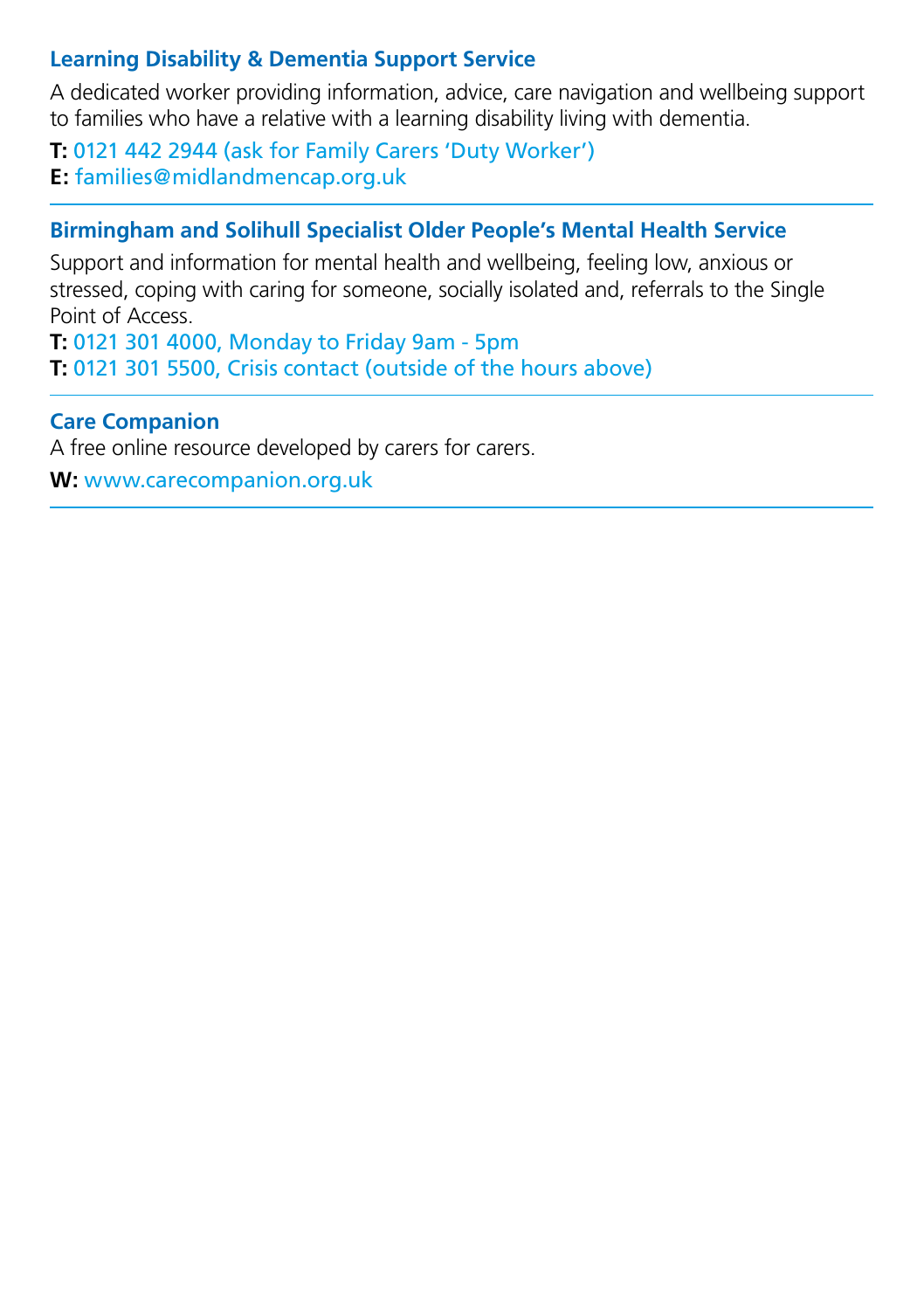### Learning Disability & Dementia Support Service

A dedicated worker providing information, advice, care navigation and wellbeing support to families who have a relative with a learning disability living with dementia.

**T:** 0121 442 2944 (ask for Family Carers 'Duty Worker')
**E:** families@midlandmencap.org.uk

---

### Birmingham and Solihull Specialist Older People's Mental Health Service

Support and information for mental health and wellbeing, feeling low, anxious or stressed, coping with caring for someone, socially isolated and, referrals to the Single Point of Access.

**T:** 0121 301 4000, Monday to Friday 9am - 5pm
**T:** 0121 301 5500, Crisis contact (outside of the hours above)

---

### Care Companion

A free online resource developed by carers for carers.

**W:** www.carecompanion.org.uk

---